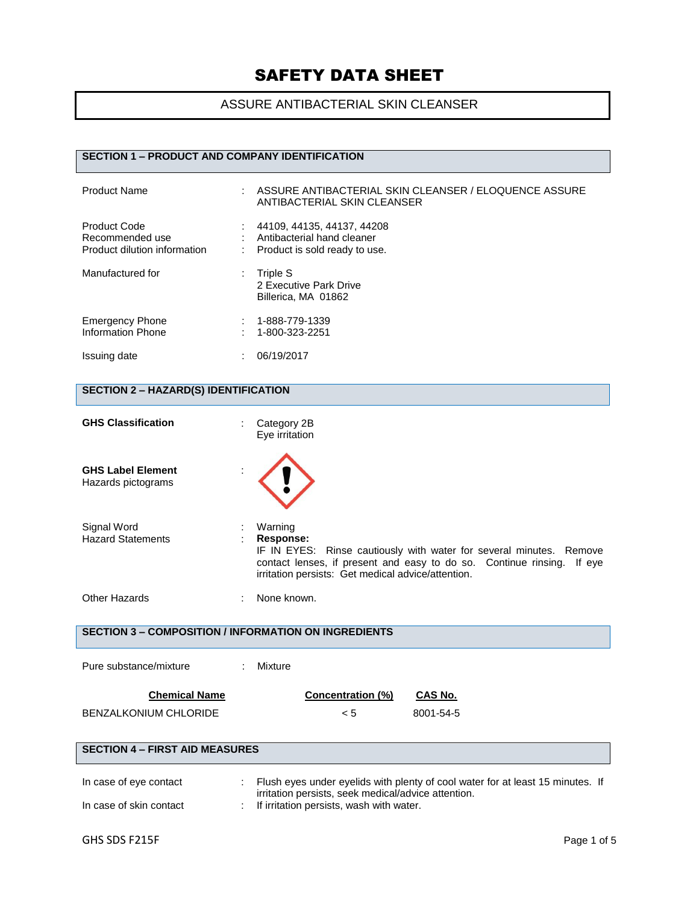# SAFETY DATA SHEET

## ASSURE ANTIBACTERIAL SKIN CLEANSER

### SECTION 1 – PRODUCT AND COMPANY IDENTIFICATION

| | | |
|---|---|---|
| Product Name | : | ASSURE ANTIBACTERIAL SKIN CLEANSER / ELOQUENCE ASSURE ANTIBACTERIAL SKIN CLEANSER |
| Product Code | : | 44109, 44135, 44137, 44208 |
| Recommended use | : | Antibacterial hand cleaner |
| Product dilution information | : | Product is sold ready to use. |
| Manufactured for | : | Triple S<br>2 Executive Park Drive<br>Billerica, MA 01862 |
| Emergency Phone | : | 1-888-779-1339 |
| Information Phone | : | 1-800-323-2251 |
| Issuing date | : | 06/19/2017 |

### SECTION 2 – HAZARD(S) IDENTIFICATION

| | | |
|---|---|---|
| **GHS Classification** | : | Category 2B<br>Eye irritation |
| **GHS Label Element**<br>Hazards pictograms | : | |
| Signal Word | : | Warning |
| Hazard Statements | : | **Response:**<br>IF IN EYES: Rinse cautiously with water for several minutes. Remove contact lenses, if present and easy to do so. Continue rinsing. If eye irritation persists: Get medical advice/attention. |
| Other Hazards | : | None known. |

### SECTION 3 – COMPOSITION / INFORMATION ON INGREDIENTS

Pure substance/mixture : Mixture

| Chemical Name | Concentration (%) | CAS No. |
|---|---|---|
| BENZALKONIUM CHLORIDE | < 5 | 8001-54-5 |

### SECTION 4 – FIRST AID MEASURES

| | | |
|---|---|---|
| In case of eye contact | : | Flush eyes under eyelids with plenty of cool water for at least 15 minutes. If irritation persists, seek medical/advice attention. |
| In case of skin contact | : | If irritation persists, wash with water. |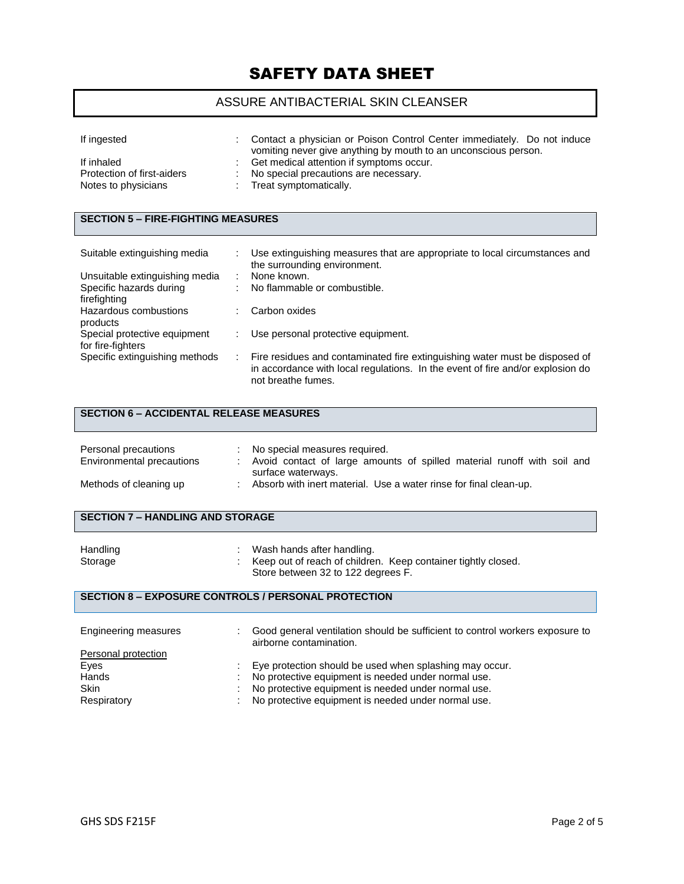| | | |
|---|---|---|
| If ingested | : | Contact a physician or Poison Control Center immediately. Do not induce vomiting never give anything by mouth to an unconscious person. |
| If inhaled | : | Get medical attention if symptoms occur. |
| Protection of first-aiders | : | No special precautions are necessary. |
| Notes to physicians | : | Treat symptomatically. |

## SECTION 5 – FIRE-FIGHTING MEASURES

| | | |
|---|---|---|
| Suitable extinguishing media | : | Use extinguishing measures that are appropriate to local circumstances and the surrounding environment. |
| Unsuitable extinguishing media | : | None known. |
| Specific hazards during firefighting | : | No flammable or combustible. |
| Hazardous combustions products | : | Carbon oxides |
| Special protective equipment for fire-fighters | : | Use personal protective equipment. |
| Specific extinguishing methods | : | Fire residues and contaminated fire extinguishing water must be disposed of in accordance with local regulations. In the event of fire and/or explosion do not breathe fumes. |

## SECTION 6 – ACCIDENTAL RELEASE MEASURES

| | | |
|---|---|---|
| Personal precautions | : | No special measures required. |
| Environmental precautions | : | Avoid contact of large amounts of spilled material runoff with soil and surface waterways. |
| Methods of cleaning up | : | Absorb with inert material. Use a water rinse for final clean-up. |

## SECTION 7 – HANDLING AND STORAGE

| | | |
|---|---|---|
| Handling | : | Wash hands after handling. |
| Storage | : | Keep out of reach of children. Keep container tightly closed. Store between 32 to 122 degrees F. |

## SECTION 8 – EXPOSURE CONTROLS / PERSONAL PROTECTION

| | | |
|---|---|---|
| Engineering measures | : | Good general ventilation should be sufficient to control workers exposure to airborne contamination. |

Personal protection

| | | |
|---|---|---|
| Eyes | : | Eye protection should be used when splashing may occur. |
| Hands | : | No protective equipment is needed under normal use. |
| Skin | : | No protective equipment is needed under normal use. |
| Respiratory | : | No protective equipment is needed under normal use. |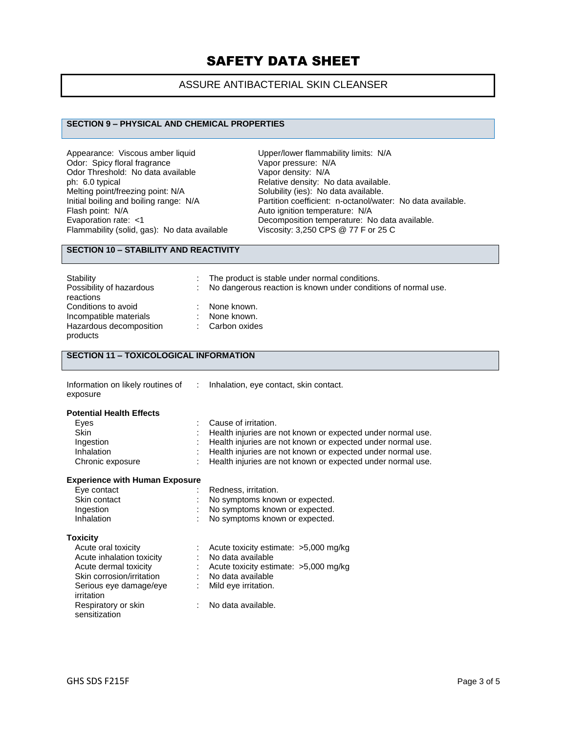# SAFETY DATA SHEET

## ASSURE ANTIBACTERIAL SKIN CLEANSER

### SECTION 9 – PHYSICAL AND CHEMICAL PROPERTIES

Appearance: Viscous amber liquid
Odor: Spicy floral fragrance
Odor Threshold: No data available
ph: 6.0 typical
Melting point/freezing point: N/A
Initial boiling and boiling range: N/A
Flash point: N/A
Evaporation rate: <1
Flammability (solid, gas): No data available

Upper/lower flammability limits: N/A
Vapor pressure: N/A
Vapor density: N/A
Relative density: No data available.
Solubility (ies): No data available.
Partition coefficient: n-octanol/water: No data available.
Auto ignition temperature: N/A
Decomposition temperature: No data available.
Viscosity: 3,250 CPS @ 77 F or 25 C

### SECTION 10 – STABILITY AND REACTIVITY

| | |
|---|---|
| Stability | : The product is stable under normal conditions. |
| Possibility of hazardous reactions | : No dangerous reaction is known under conditions of normal use. |
| Conditions to avoid | : None known. |
| Incompatible materials | : None known. |
| Hazardous decomposition products | : Carbon oxides |

### SECTION 11 – TOXICOLOGICAL INFORMATION

| | |
|---|---|
| Information on likely routines of exposure | : Inhalation, eye contact, skin contact. |

**Potential Health Effects**

| | |
|---|---|
| Eyes | : Cause of irritation. |
| Skin | : Health injuries are not known or expected under normal use. |
| Ingestion | : Health injuries are not known or expected under normal use. |
| Inhalation | : Health injuries are not known or expected under normal use. |
| Chronic exposure | : Health injuries are not known or expected under normal use. |

**Experience with Human Exposure**

| | |
|---|---|
| Eye contact | : Redness, irritation. |
| Skin contact | : No symptoms known or expected. |
| Ingestion | : No symptoms known or expected. |
| Inhalation | : No symptoms known or expected. |

**Toxicity**

| | |
|---|---|
| Acute oral toxicity | : Acute toxicity estimate: >5,000 mg/kg |
| Acute inhalation toxicity | : No data available |
| Acute dermal toxicity | : Acute toxicity estimate: >5,000 mg/kg |
| Skin corrosion/irritation | : No data available |
| Serious eye damage/eye irritation | : Mild eye irritation. |
| Respiratory or skin sensitization | : No data available. |

GHS SDS F215F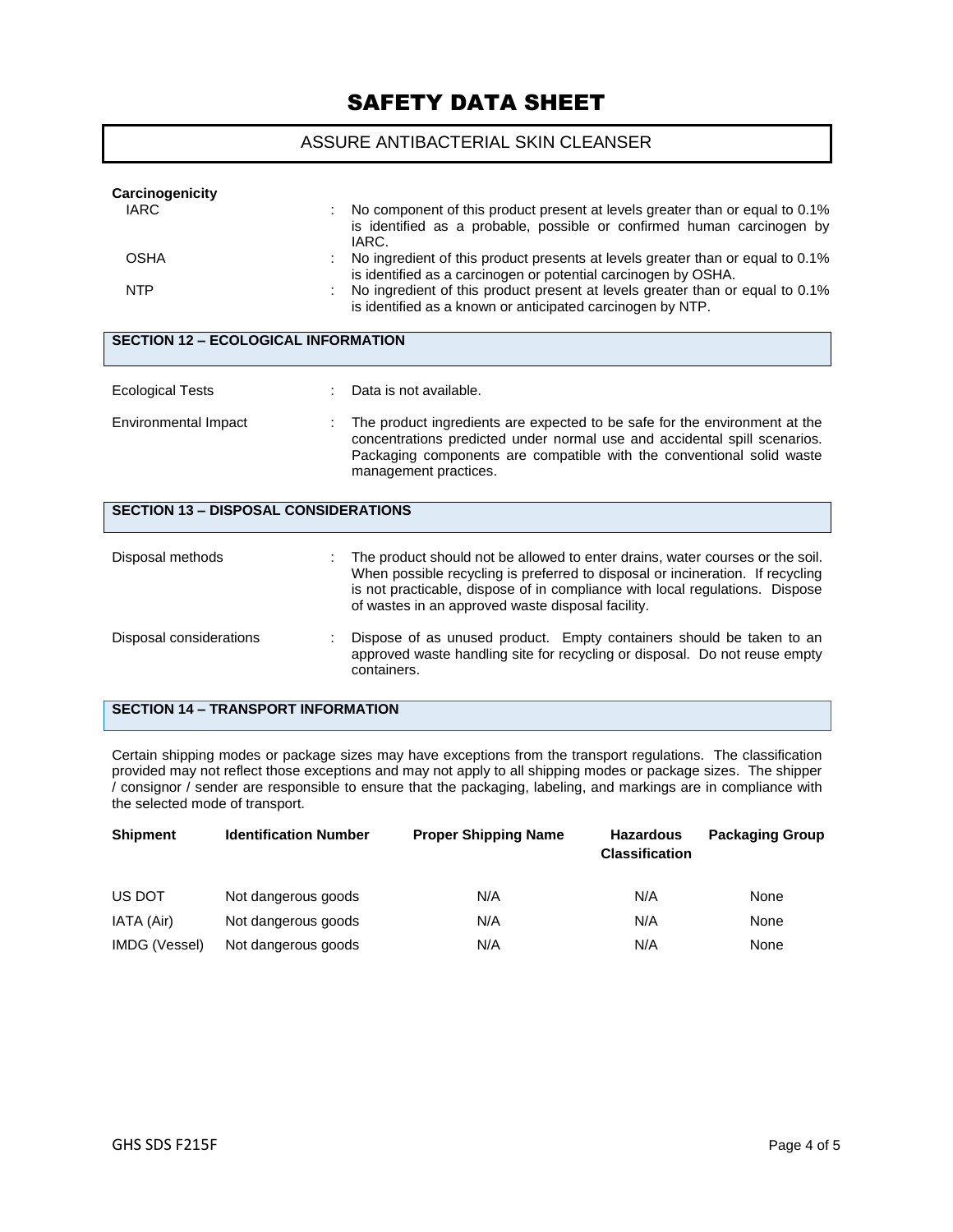**Carcinogenicity**

| | | |
|---|---|---|
| IARC | : | No component of this product present at levels greater than or equal to 0.1% is identified as a probable, possible or confirmed human carcinogen by IARC. |
| OSHA | : | No ingredient of this product presents at levels greater than or equal to 0.1% is identified as a carcinogen or potential carcinogen by OSHA. |
| NTP | : | No ingredient of this product present at levels greater than or equal to 0.1% is identified as a known or anticipated carcinogen by NTP. |

## SECTION 12 – ECOLOGICAL INFORMATION

| | | |
|---|---|---|
| Ecological Tests | : | Data is not available. |
| Environmental Impact | : | The product ingredients are expected to be safe for the environment at the concentrations predicted under normal use and accidental spill scenarios. Packaging components are compatible with the conventional solid waste management practices. |

## SECTION 13 – DISPOSAL CONSIDERATIONS

| | | |
|---|---|---|
| Disposal methods | : | The product should not be allowed to enter drains, water courses or the soil. When possible recycling is preferred to disposal or incineration. If recycling is not practicable, dispose of in compliance with local regulations. Dispose of wastes in an approved waste disposal facility. |
| Disposal considerations | : | Dispose of as unused product. Empty containers should be taken to an approved waste handling site for recycling or disposal. Do not reuse empty containers. |

## SECTION 14 – TRANSPORT INFORMATION

Certain shipping modes or package sizes may have exceptions from the transport regulations. The classification provided may not reflect those exceptions and may not apply to all shipping modes or package sizes. The shipper / consignor / sender are responsible to ensure that the packaging, labeling, and markings are in compliance with the selected mode of transport.

| Shipment | Identification Number | Proper Shipping Name | Hazardous Classification | Packaging Group |
|---|---|---|---|---|
| US DOT | Not dangerous goods | N/A | N/A | None |
| IATA (Air) | Not dangerous goods | N/A | N/A | None |
| IMDG (Vessel) | Not dangerous goods | N/A | N/A | None |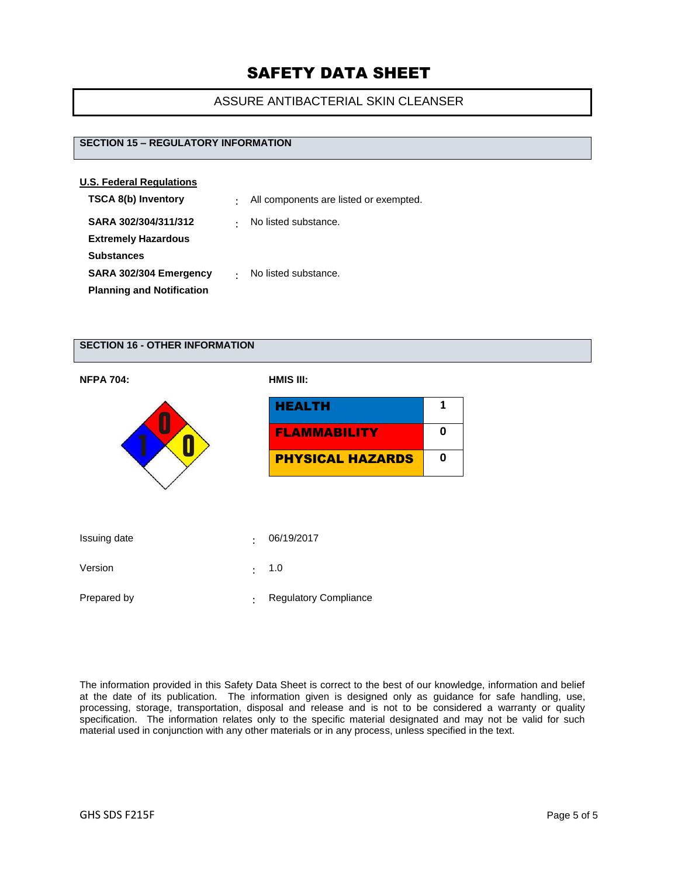# SAFETY DATA SHEET

## ASSURE ANTIBACTERIAL SKIN CLEANSER

## SECTION 15 – REGULATORY INFORMATION

**U.S. Federal Regulations**

| | | |
|---|---|---|
| **TSCA 8(b) Inventory** | : | All components are listed or exempted. |
| **SARA 302/304/311/312 Extremely Hazardous Substances** | : | No listed substance. |
| **SARA 302/304 Emergency Planning and Notification** | : | No listed substance. |

## SECTION 16 - OTHER INFORMATION

**NFPA 704:**

1
0
0

**HMIS III:**

| | |
|---|---|
| **HEALTH** | 1 |
| **FLAMMABILITY** | 0 |
| **PHYSICAL HAZARDS** | 0 |

| | | |
|---|---|---|
| Issuing date | : | 06/19/2017 |
| Version | : | 1.0 |
| Prepared by | : | Regulatory Compliance |

The information provided in this Safety Data Sheet is correct to the best of our knowledge, information and belief at the date of its publication. The information given is designed only as guidance for safe handling, use, processing, storage, transportation, disposal and release and is not to be considered a warranty or quality specification. The information relates only to the specific material designated and may not be valid for such material used in conjunction with any other materials or in any process, unless specified in the text.